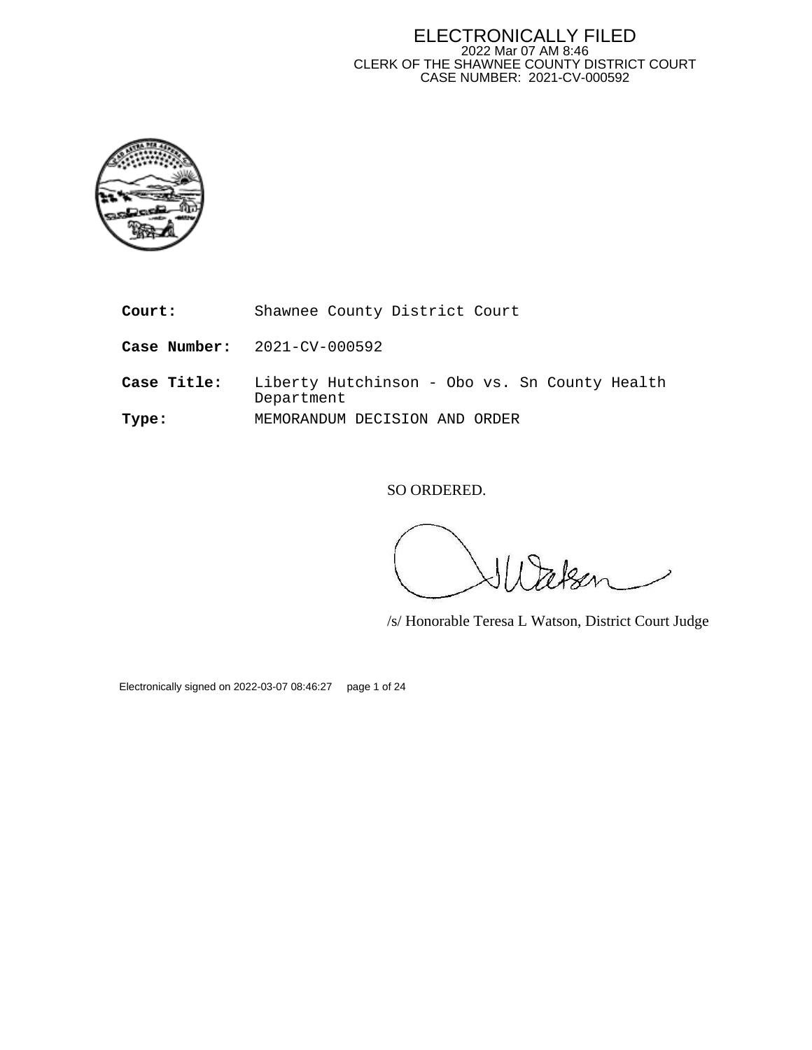ELECTRONICALLY FILED
2022 Mar 07 AM 8:46
CLERK OF THE SHAWNEE COUNTY DISTRICT COURT
CASE NUMBER: 2021-CV-000592

| | |
|---|---|
| **Court:** | Shawnee County District Court |
| **Case Number:** | 2021-CV-000592 |
| **Case Title:** | Liberty Hutchinson - Obo vs. Sn County Health Department |
| **Type:** | MEMORANDUM DECISION AND ORDER |

SO ORDERED.

/s/ Honorable Teresa L Watson, District Court Judge

Electronically signed on 2022-03-07 08:46:27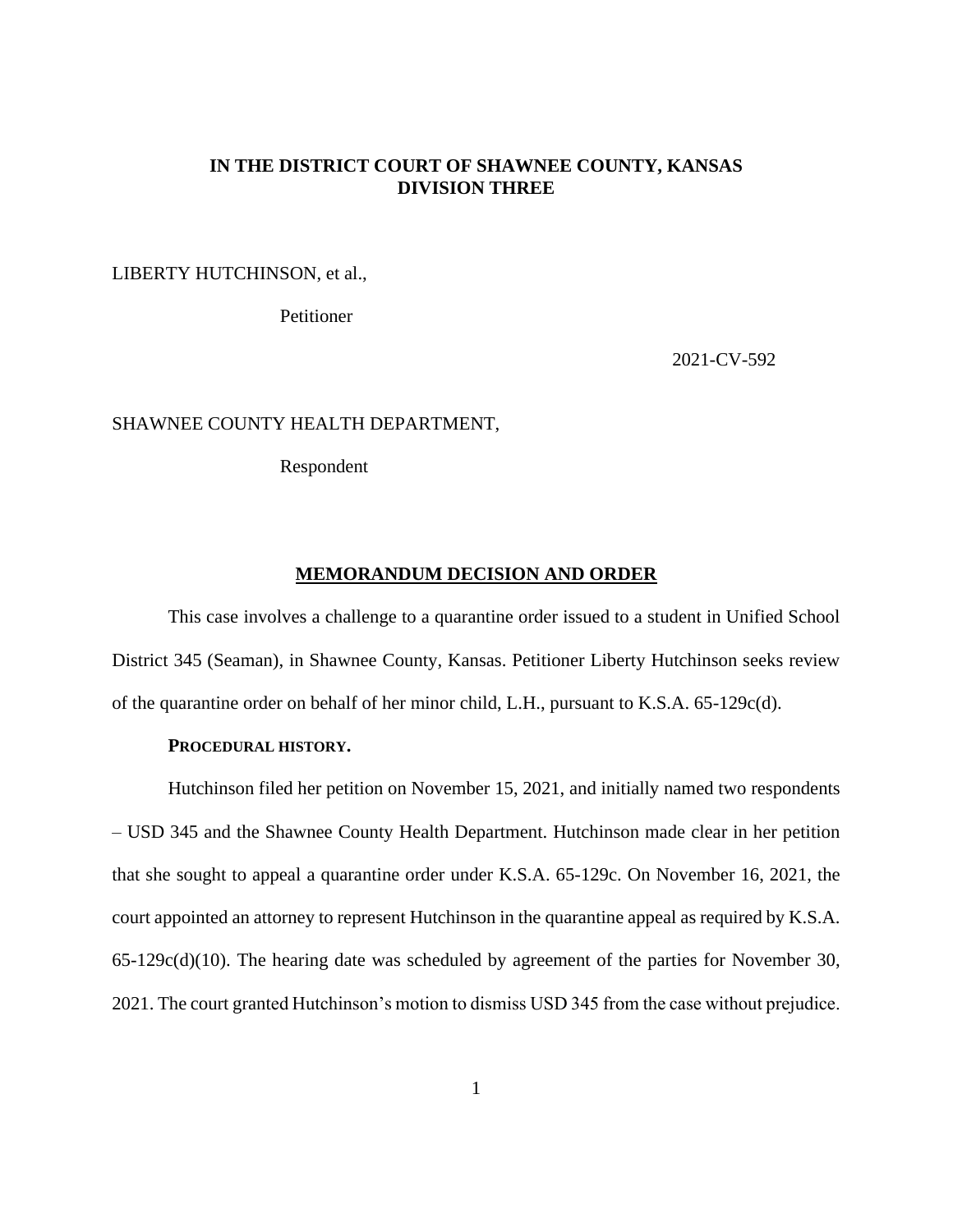**IN THE DISTRICT COURT OF SHAWNEE COUNTY, KANSAS**
**DIVISION THREE**

LIBERTY HUTCHINSON, et al.,

Petitioner

2021-CV-592

SHAWNEE COUNTY HEALTH DEPARTMENT,

Respondent

## MEMORANDUM DECISION AND ORDER

This case involves a challenge to a quarantine order issued to a student in Unified School District 345 (Seaman), in Shawnee County, Kansas. Petitioner Liberty Hutchinson seeks review of the quarantine order on behalf of her minor child, L.H., pursuant to K.S.A. 65-129c(d).

### PROCEDURAL HISTORY.

Hutchinson filed her petition on November 15, 2021, and initially named two respondents – USD 345 and the Shawnee County Health Department. Hutchinson made clear in her petition that she sought to appeal a quarantine order under K.S.A. 65-129c. On November 16, 2021, the court appointed an attorney to represent Hutchinson in the quarantine appeal as required by K.S.A. 65-129c(d)(10). The hearing date was scheduled by agreement of the parties for November 30, 2021. The court granted Hutchinson's motion to dismiss USD 345 from the case without prejudice.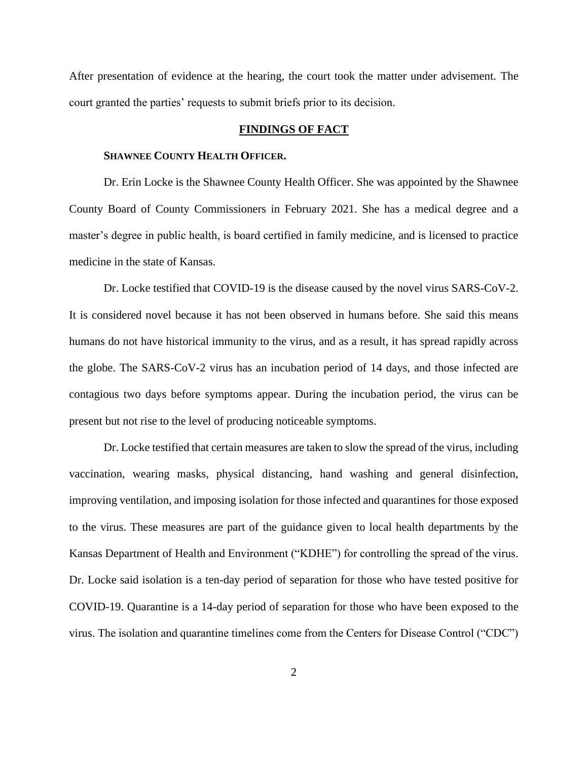After presentation of evidence at the hearing, the court took the matter under advisement. The court granted the parties' requests to submit briefs prior to its decision.

## FINDINGS OF FACT

### SHAWNEE COUNTY HEALTH OFFICER.

Dr. Erin Locke is the Shawnee County Health Officer. She was appointed by the Shawnee County Board of County Commissioners in February 2021. She has a medical degree and a master's degree in public health, is board certified in family medicine, and is licensed to practice medicine in the state of Kansas.

Dr. Locke testified that COVID-19 is the disease caused by the novel virus SARS-CoV-2. It is considered novel because it has not been observed in humans before. She said this means humans do not have historical immunity to the virus, and as a result, it has spread rapidly across the globe. The SARS-CoV-2 virus has an incubation period of 14 days, and those infected are contagious two days before symptoms appear. During the incubation period, the virus can be present but not rise to the level of producing noticeable symptoms.

Dr. Locke testified that certain measures are taken to slow the spread of the virus, including vaccination, wearing masks, physical distancing, hand washing and general disinfection, improving ventilation, and imposing isolation for those infected and quarantines for those exposed to the virus. These measures are part of the guidance given to local health departments by the Kansas Department of Health and Environment ("KDHE") for controlling the spread of the virus. Dr. Locke said isolation is a ten-day period of separation for those who have tested positive for COVID-19. Quarantine is a 14-day period of separation for those who have been exposed to the virus. The isolation and quarantine timelines come from the Centers for Disease Control ("CDC")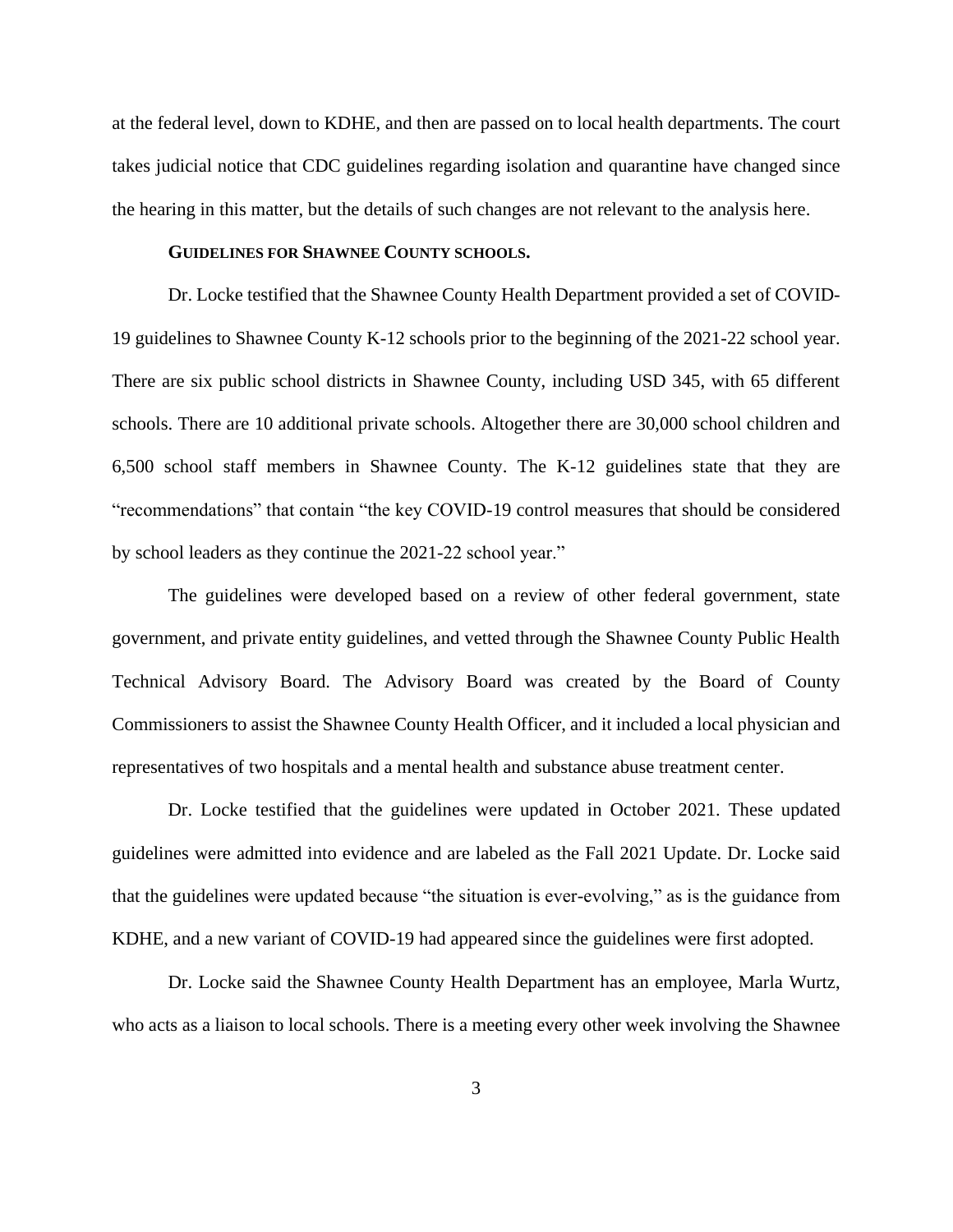at the federal level, down to KDHE, and then are passed on to local health departments. The court takes judicial notice that CDC guidelines regarding isolation and quarantine have changed since the hearing in this matter, but the details of such changes are not relevant to the analysis here.

**GUIDELINES FOR SHAWNEE COUNTY SCHOOLS.**

Dr. Locke testified that the Shawnee County Health Department provided a set of COVID-19 guidelines to Shawnee County K-12 schools prior to the beginning of the 2021-22 school year. There are six public school districts in Shawnee County, including USD 345, with 65 different schools. There are 10 additional private schools. Altogether there are 30,000 school children and 6,500 school staff members in Shawnee County. The K-12 guidelines state that they are "recommendations" that contain "the key COVID-19 control measures that should be considered by school leaders as they continue the 2021-22 school year."

The guidelines were developed based on a review of other federal government, state government, and private entity guidelines, and vetted through the Shawnee County Public Health Technical Advisory Board. The Advisory Board was created by the Board of County Commissioners to assist the Shawnee County Health Officer, and it included a local physician and representatives of two hospitals and a mental health and substance abuse treatment center.

Dr. Locke testified that the guidelines were updated in October 2021. These updated guidelines were admitted into evidence and are labeled as the Fall 2021 Update. Dr. Locke said that the guidelines were updated because "the situation is ever-evolving," as is the guidance from KDHE, and a new variant of COVID-19 had appeared since the guidelines were first adopted.

Dr. Locke said the Shawnee County Health Department has an employee, Marla Wurtz, who acts as a liaison to local schools. There is a meeting every other week involving the Shawnee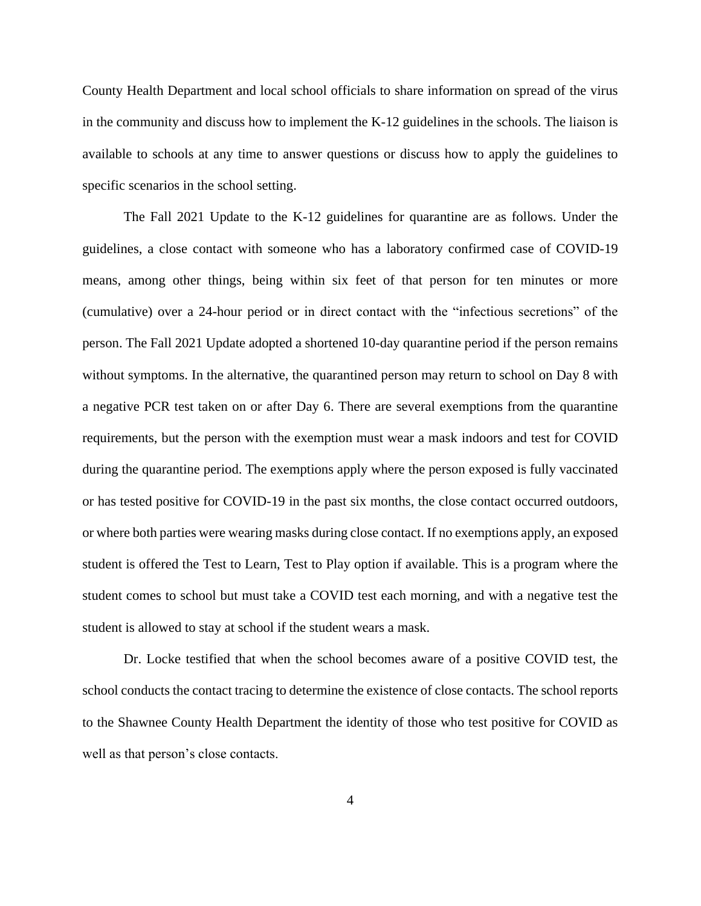County Health Department and local school officials to share information on spread of the virus in the community and discuss how to implement the K-12 guidelines in the schools. The liaison is available to schools at any time to answer questions or discuss how to apply the guidelines to specific scenarios in the school setting.

The Fall 2021 Update to the K-12 guidelines for quarantine are as follows. Under the guidelines, a close contact with someone who has a laboratory confirmed case of COVID-19 means, among other things, being within six feet of that person for ten minutes or more (cumulative) over a 24-hour period or in direct contact with the "infectious secretions" of the person. The Fall 2021 Update adopted a shortened 10-day quarantine period if the person remains without symptoms. In the alternative, the quarantined person may return to school on Day 8 with a negative PCR test taken on or after Day 6. There are several exemptions from the quarantine requirements, but the person with the exemption must wear a mask indoors and test for COVID during the quarantine period. The exemptions apply where the person exposed is fully vaccinated or has tested positive for COVID-19 in the past six months, the close contact occurred outdoors, or where both parties were wearing masks during close contact. If no exemptions apply, an exposed student is offered the Test to Learn, Test to Play option if available. This is a program where the student comes to school but must take a COVID test each morning, and with a negative test the student is allowed to stay at school if the student wears a mask.

Dr. Locke testified that when the school becomes aware of a positive COVID test, the school conducts the contact tracing to determine the existence of close contacts. The school reports to the Shawnee County Health Department the identity of those who test positive for COVID as well as that person's close contacts.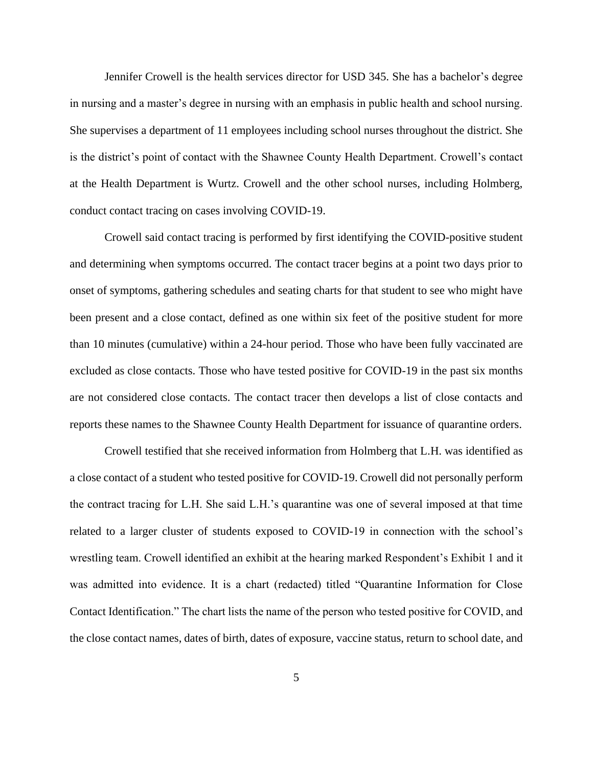Jennifer Crowell is the health services director for USD 345. She has a bachelor's degree in nursing and a master's degree in nursing with an emphasis in public health and school nursing. She supervises a department of 11 employees including school nurses throughout the district. She is the district's point of contact with the Shawnee County Health Department. Crowell's contact at the Health Department is Wurtz. Crowell and the other school nurses, including Holmberg, conduct contact tracing on cases involving COVID-19.

Crowell said contact tracing is performed by first identifying the COVID-positive student and determining when symptoms occurred. The contact tracer begins at a point two days prior to onset of symptoms, gathering schedules and seating charts for that student to see who might have been present and a close contact, defined as one within six feet of the positive student for more than 10 minutes (cumulative) within a 24-hour period. Those who have been fully vaccinated are excluded as close contacts. Those who have tested positive for COVID-19 in the past six months are not considered close contacts. The contact tracer then develops a list of close contacts and reports these names to the Shawnee County Health Department for issuance of quarantine orders.

Crowell testified that she received information from Holmberg that L.H. was identified as a close contact of a student who tested positive for COVID-19. Crowell did not personally perform the contract tracing for L.H. She said L.H.'s quarantine was one of several imposed at that time related to a larger cluster of students exposed to COVID-19 in connection with the school's wrestling team. Crowell identified an exhibit at the hearing marked Respondent's Exhibit 1 and it was admitted into evidence. It is a chart (redacted) titled "Quarantine Information for Close Contact Identification." The chart lists the name of the person who tested positive for COVID, and the close contact names, dates of birth, dates of exposure, vaccine status, return to school date, and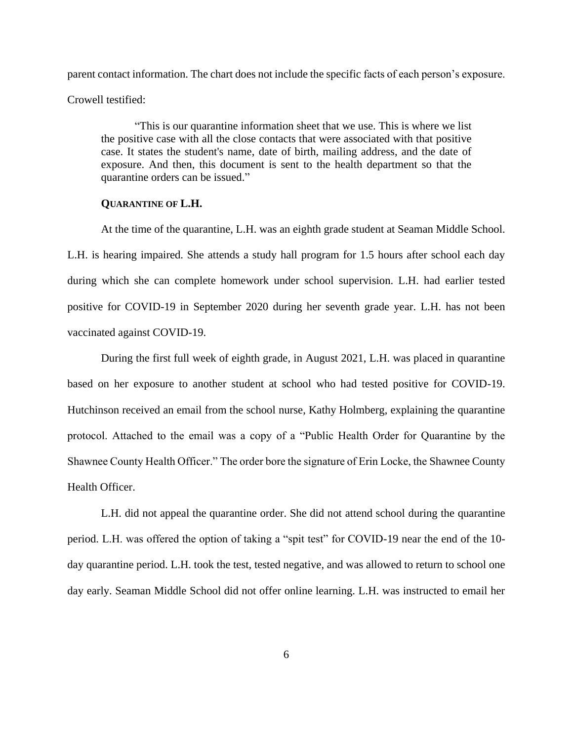parent contact information. The chart does not include the specific facts of each person's exposure. Crowell testified:

> "This is our quarantine information sheet that we use. This is where we list the positive case with all the close contacts that were associated with that positive case. It states the student's name, date of birth, mailing address, and the date of exposure. And then, this document is sent to the health department so that the quarantine orders can be issued."

**QUARANTINE OF L.H.**

At the time of the quarantine, L.H. was an eighth grade student at Seaman Middle School. L.H. is hearing impaired. She attends a study hall program for 1.5 hours after school each day during which she can complete homework under school supervision. L.H. had earlier tested positive for COVID-19 in September 2020 during her seventh grade year. L.H. has not been vaccinated against COVID-19.

During the first full week of eighth grade, in August 2021, L.H. was placed in quarantine based on her exposure to another student at school who had tested positive for COVID-19. Hutchinson received an email from the school nurse, Kathy Holmberg, explaining the quarantine protocol. Attached to the email was a copy of a "Public Health Order for Quarantine by the Shawnee County Health Officer." The order bore the signature of Erin Locke, the Shawnee County Health Officer.

L.H. did not appeal the quarantine order. She did not attend school during the quarantine period. L.H. was offered the option of taking a "spit test" for COVID-19 near the end of the 10-day quarantine period. L.H. took the test, tested negative, and was allowed to return to school one day early. Seaman Middle School did not offer online learning. L.H. was instructed to email her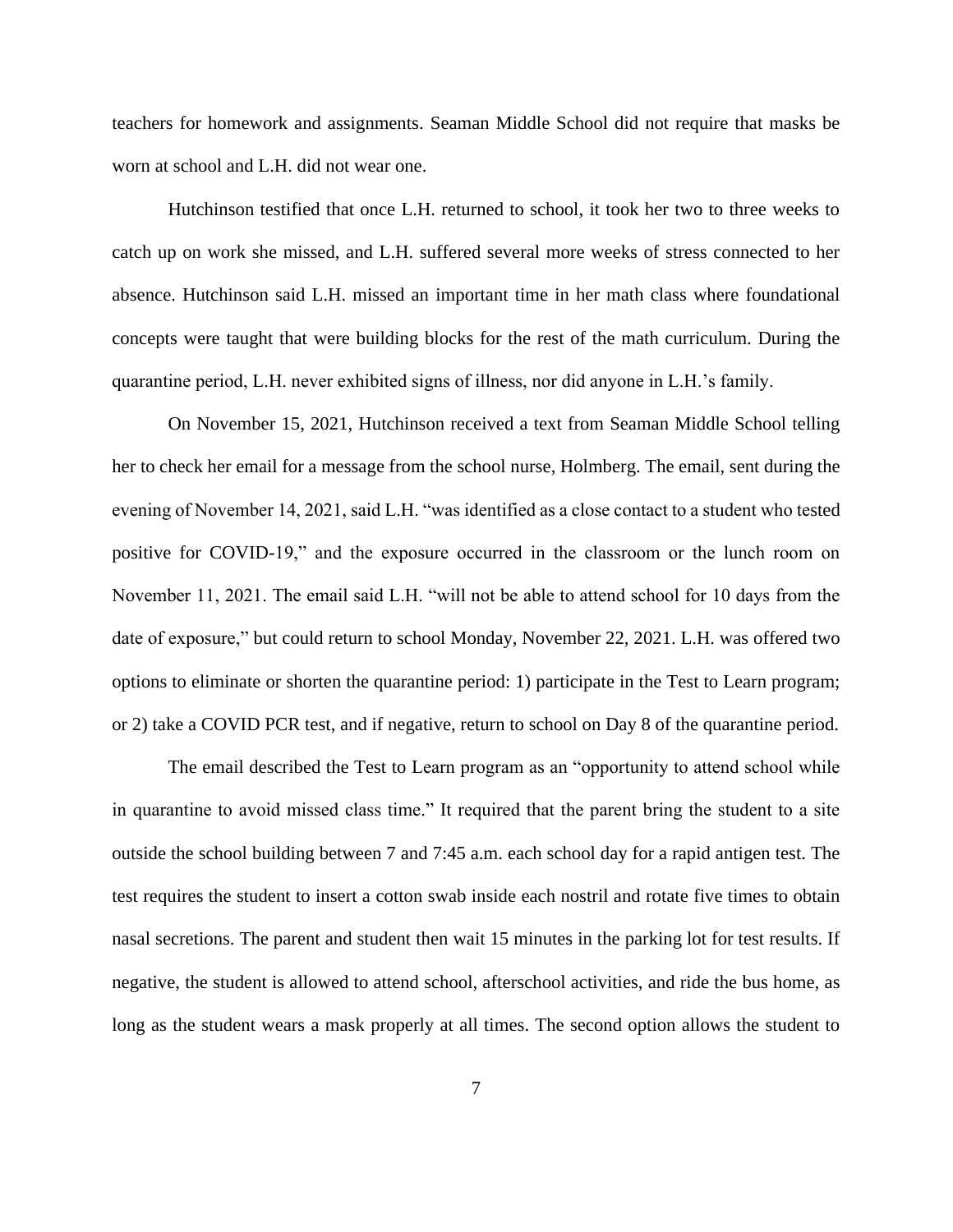teachers for homework and assignments. Seaman Middle School did not require that masks be worn at school and L.H. did not wear one.

Hutchinson testified that once L.H. returned to school, it took her two to three weeks to catch up on work she missed, and L.H. suffered several more weeks of stress connected to her absence. Hutchinson said L.H. missed an important time in her math class where foundational concepts were taught that were building blocks for the rest of the math curriculum. During the quarantine period, L.H. never exhibited signs of illness, nor did anyone in L.H.'s family.

On November 15, 2021, Hutchinson received a text from Seaman Middle School telling her to check her email for a message from the school nurse, Holmberg. The email, sent during the evening of November 14, 2021, said L.H. "was identified as a close contact to a student who tested positive for COVID-19," and the exposure occurred in the classroom or the lunch room on November 11, 2021. The email said L.H. "will not be able to attend school for 10 days from the date of exposure," but could return to school Monday, November 22, 2021. L.H. was offered two options to eliminate or shorten the quarantine period: 1) participate in the Test to Learn program; or 2) take a COVID PCR test, and if negative, return to school on Day 8 of the quarantine period.

The email described the Test to Learn program as an "opportunity to attend school while in quarantine to avoid missed class time." It required that the parent bring the student to a site outside the school building between 7 and 7:45 a.m. each school day for a rapid antigen test. The test requires the student to insert a cotton swab inside each nostril and rotate five times to obtain nasal secretions. The parent and student then wait 15 minutes in the parking lot for test results. If negative, the student is allowed to attend school, afterschool activities, and ride the bus home, as long as the student wears a mask properly at all times. The second option allows the student to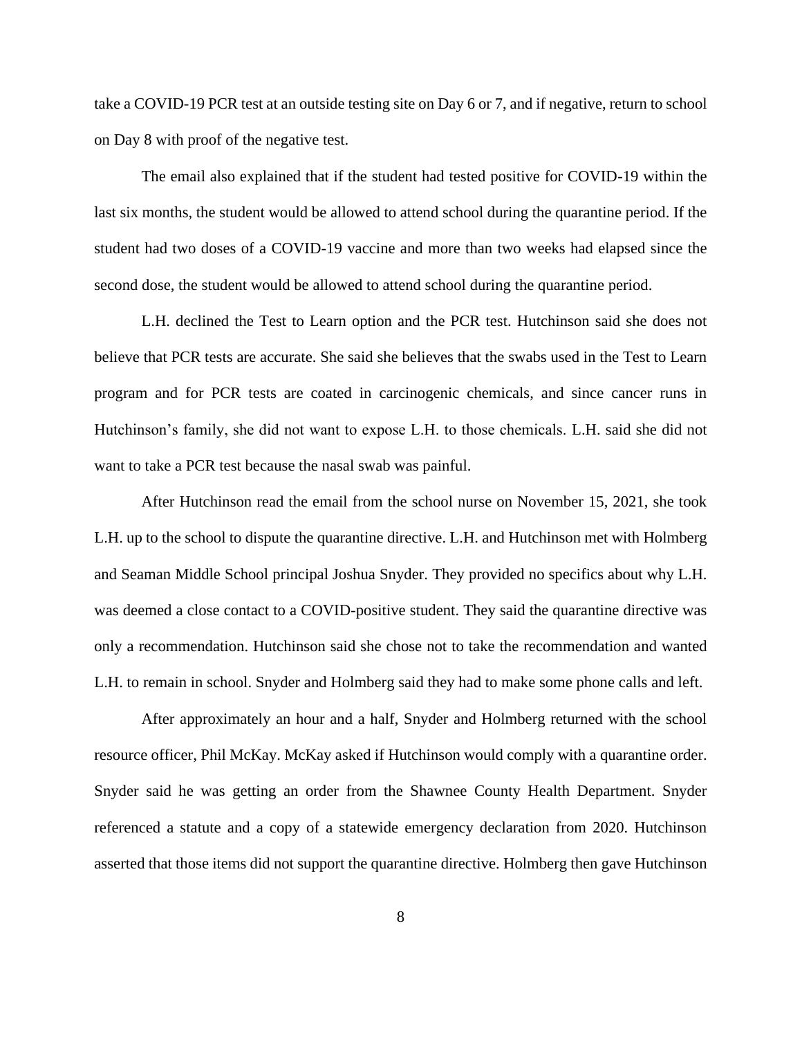take a COVID-19 PCR test at an outside testing site on Day 6 or 7, and if negative, return to school on Day 8 with proof of the negative test.

The email also explained that if the student had tested positive for COVID-19 within the last six months, the student would be allowed to attend school during the quarantine period. If the student had two doses of a COVID-19 vaccine and more than two weeks had elapsed since the second dose, the student would be allowed to attend school during the quarantine period.

L.H. declined the Test to Learn option and the PCR test. Hutchinson said she does not believe that PCR tests are accurate. She said she believes that the swabs used in the Test to Learn program and for PCR tests are coated in carcinogenic chemicals, and since cancer runs in Hutchinson's family, she did not want to expose L.H. to those chemicals. L.H. said she did not want to take a PCR test because the nasal swab was painful.

After Hutchinson read the email from the school nurse on November 15, 2021, she took L.H. up to the school to dispute the quarantine directive. L.H. and Hutchinson met with Holmberg and Seaman Middle School principal Joshua Snyder. They provided no specifics about why L.H. was deemed a close contact to a COVID-positive student. They said the quarantine directive was only a recommendation. Hutchinson said she chose not to take the recommendation and wanted L.H. to remain in school. Snyder and Holmberg said they had to make some phone calls and left.

After approximately an hour and a half, Snyder and Holmberg returned with the school resource officer, Phil McKay. McKay asked if Hutchinson would comply with a quarantine order. Snyder said he was getting an order from the Shawnee County Health Department. Snyder referenced a statute and a copy of a statewide emergency declaration from 2020. Hutchinson asserted that those items did not support the quarantine directive. Holmberg then gave Hutchinson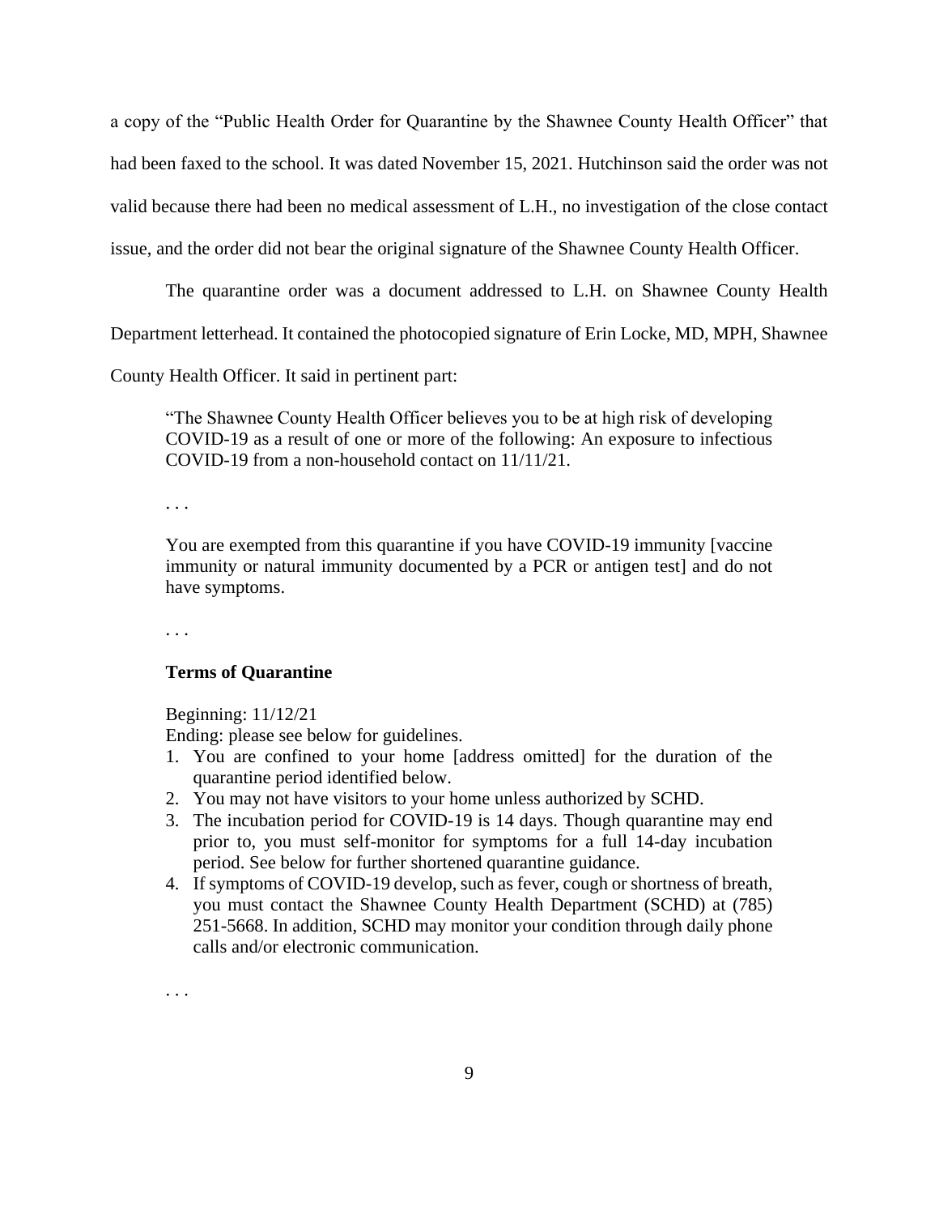a copy of the "Public Health Order for Quarantine by the Shawnee County Health Officer" that had been faxed to the school. It was dated November 15, 2021. Hutchinson said the order was not valid because there had been no medical assessment of L.H., no investigation of the close contact issue, and the order did not bear the original signature of the Shawnee County Health Officer.

The quarantine order was a document addressed to L.H. on Shawnee County Health Department letterhead. It contained the photocopied signature of Erin Locke, MD, MPH, Shawnee County Health Officer. It said in pertinent part:

> "The Shawnee County Health Officer believes you to be at high risk of developing COVID-19 as a result of one or more of the following: An exposure to infectious COVID-19 from a non-household contact on 11/11/21.
>
> . . .
>
> You are exempted from this quarantine if you have COVID-19 immunity [vaccine immunity or natural immunity documented by a PCR or antigen test] and do not have symptoms.
>
> . . .
>
> **Terms of Quarantine**
>
> Beginning: 11/12/21
> Ending: please see below for guidelines.
>
> 1. You are confined to your home [address omitted] for the duration of the quarantine period identified below.
> 2. You may not have visitors to your home unless authorized by SCHD.
> 3. The incubation period for COVID-19 is 14 days. Though quarantine may end prior to, you must self-monitor for symptoms for a full 14-day incubation period. See below for further shortened quarantine guidance.
> 4. If symptoms of COVID-19 develop, such as fever, cough or shortness of breath, you must contact the Shawnee County Health Department (SCHD) at (785) 251-5668. In addition, SCHD may monitor your condition through daily phone calls and/or electronic communication.
>
> . . .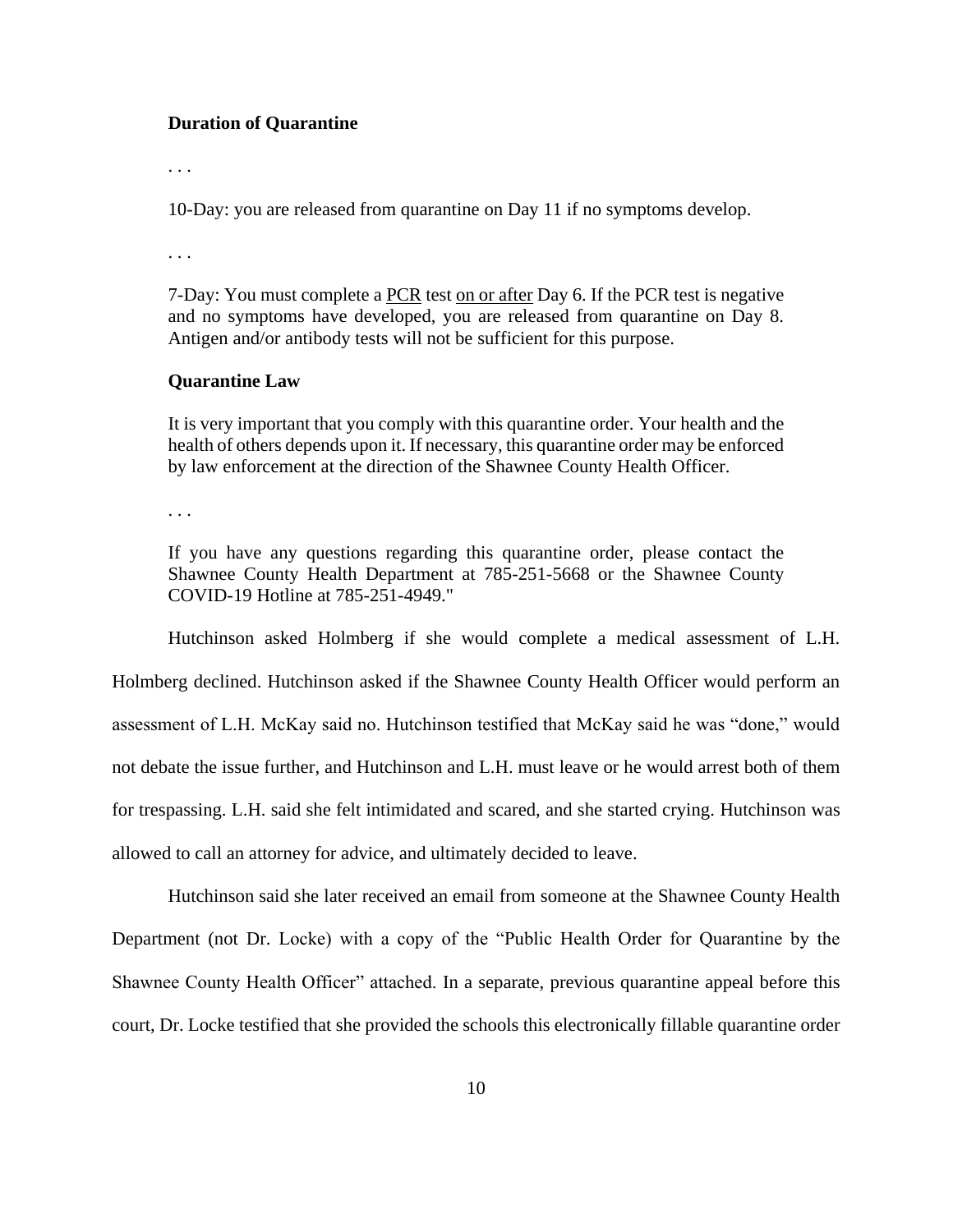**Duration of Quarantine**

. . .

10-Day: you are released from quarantine on Day 11 if no symptoms develop.

. . .

7-Day: You must complete a PCR test on or after Day 6. If the PCR test is negative and no symptoms have developed, you are released from quarantine on Day 8. Antigen and/or antibody tests will not be sufficient for this purpose.

**Quarantine Law**

It is very important that you comply with this quarantine order. Your health and the health of others depends upon it. If necessary, this quarantine order may be enforced by law enforcement at the direction of the Shawnee County Health Officer.

. . .

If you have any questions regarding this quarantine order, please contact the Shawnee County Health Department at 785-251-5668 or the Shawnee County COVID-19 Hotline at 785-251-4949."

Hutchinson asked Holmberg if she would complete a medical assessment of L.H. Holmberg declined. Hutchinson asked if the Shawnee County Health Officer would perform an assessment of L.H. McKay said no. Hutchinson testified that McKay said he was "done," would not debate the issue further, and Hutchinson and L.H. must leave or he would arrest both of them for trespassing. L.H. said she felt intimidated and scared, and she started crying. Hutchinson was allowed to call an attorney for advice, and ultimately decided to leave.

Hutchinson said she later received an email from someone at the Shawnee County Health Department (not Dr. Locke) with a copy of the "Public Health Order for Quarantine by the Shawnee County Health Officer" attached. In a separate, previous quarantine appeal before this court, Dr. Locke testified that she provided the schools this electronically fillable quarantine order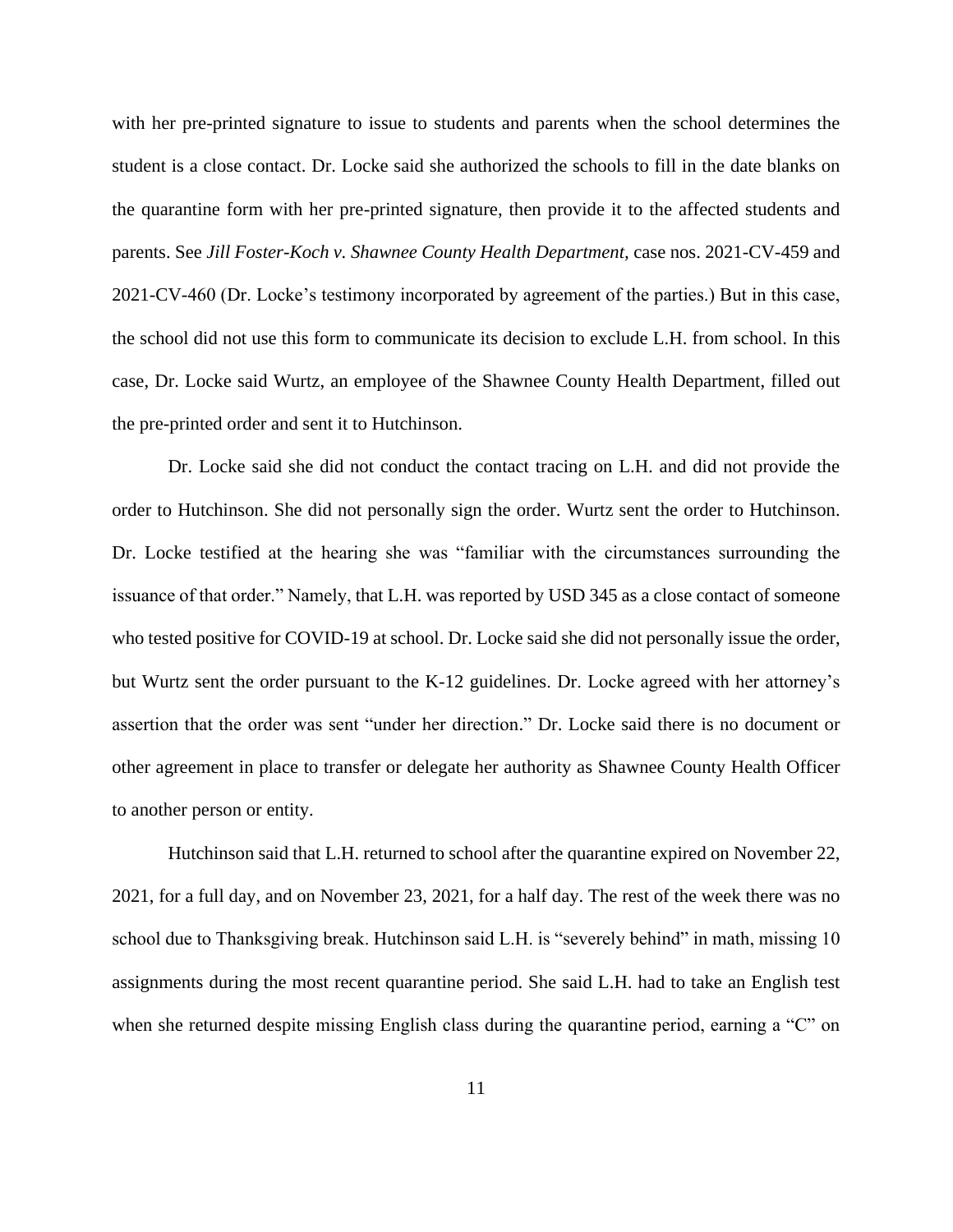with her pre-printed signature to issue to students and parents when the school determines the student is a close contact. Dr. Locke said she authorized the schools to fill in the date blanks on the quarantine form with her pre-printed signature, then provide it to the affected students and parents. See *Jill Foster-Koch v. Shawnee County Health Department,* case nos. 2021-CV-459 and 2021-CV-460 (Dr. Locke's testimony incorporated by agreement of the parties.) But in this case, the school did not use this form to communicate its decision to exclude L.H. from school. In this case, Dr. Locke said Wurtz, an employee of the Shawnee County Health Department, filled out the pre-printed order and sent it to Hutchinson.

Dr. Locke said she did not conduct the contact tracing on L.H. and did not provide the order to Hutchinson. She did not personally sign the order. Wurtz sent the order to Hutchinson. Dr. Locke testified at the hearing she was "familiar with the circumstances surrounding the issuance of that order." Namely, that L.H. was reported by USD 345 as a close contact of someone who tested positive for COVID-19 at school. Dr. Locke said she did not personally issue the order, but Wurtz sent the order pursuant to the K-12 guidelines. Dr. Locke agreed with her attorney's assertion that the order was sent "under her direction." Dr. Locke said there is no document or other agreement in place to transfer or delegate her authority as Shawnee County Health Officer to another person or entity.

Hutchinson said that L.H. returned to school after the quarantine expired on November 22, 2021, for a full day, and on November 23, 2021, for a half day. The rest of the week there was no school due to Thanksgiving break. Hutchinson said L.H. is "severely behind" in math, missing 10 assignments during the most recent quarantine period. She said L.H. had to take an English test when she returned despite missing English class during the quarantine period, earning a "C" on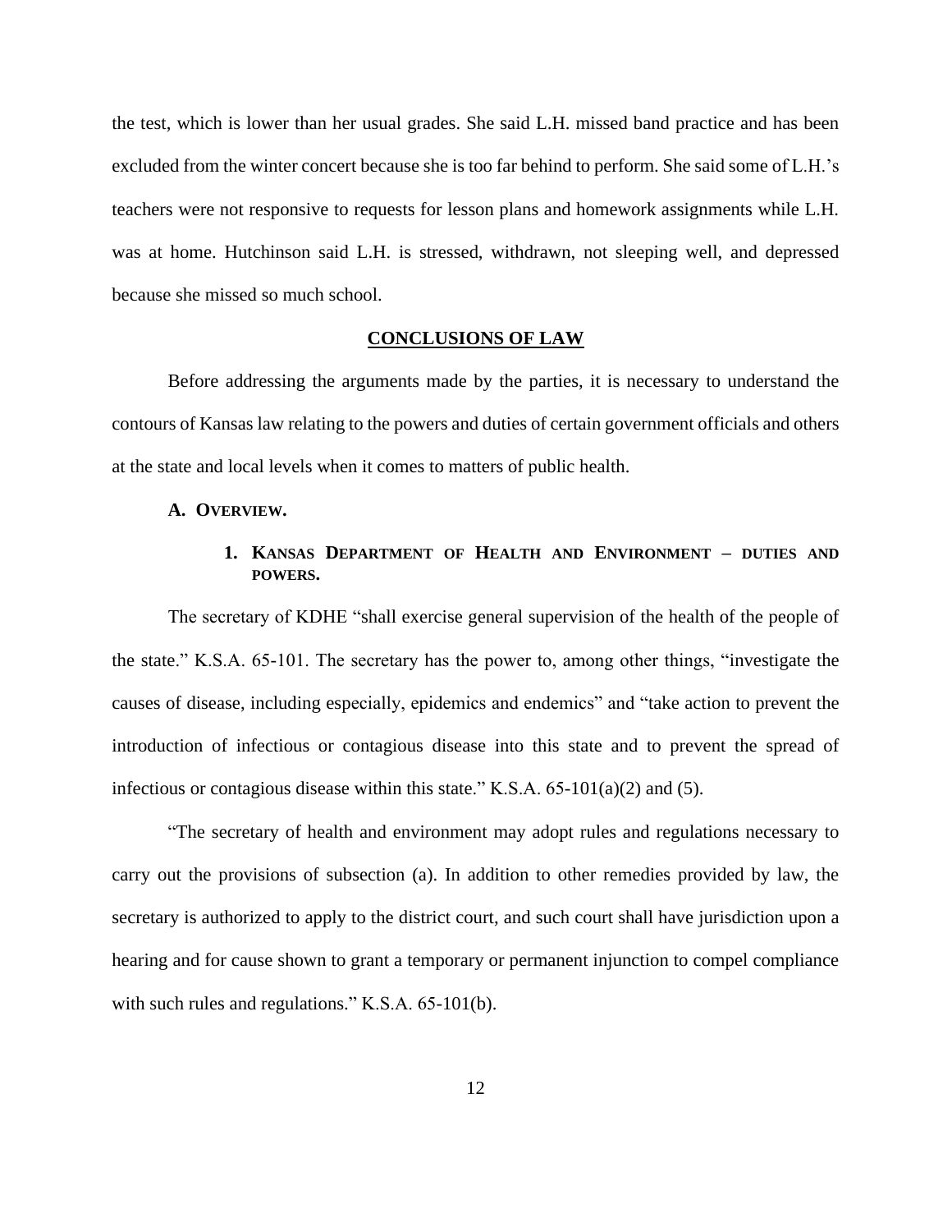the test, which is lower than her usual grades. She said L.H. missed band practice and has been excluded from the winter concert because she is too far behind to perform. She said some of L.H.'s teachers were not responsive to requests for lesson plans and homework assignments while L.H. was at home. Hutchinson said L.H. is stressed, withdrawn, not sleeping well, and depressed because she missed so much school.

## CONCLUSIONS OF LAW

Before addressing the arguments made by the parties, it is necessary to understand the contours of Kansas law relating to the powers and duties of certain government officials and others at the state and local levels when it comes to matters of public health.

### A. OVERVIEW.

#### 1. KANSAS DEPARTMENT OF HEALTH AND ENVIRONMENT – DUTIES AND POWERS.

The secretary of KDHE "shall exercise general supervision of the health of the people of the state." K.S.A. 65-101. The secretary has the power to, among other things, "investigate the causes of disease, including especially, epidemics and endemics" and "take action to prevent the introduction of infectious or contagious disease into this state and to prevent the spread of infectious or contagious disease within this state." K.S.A. 65-101(a)(2) and (5).

"The secretary of health and environment may adopt rules and regulations necessary to carry out the provisions of subsection (a). In addition to other remedies provided by law, the secretary is authorized to apply to the district court, and such court shall have jurisdiction upon a hearing and for cause shown to grant a temporary or permanent injunction to compel compliance with such rules and regulations." K.S.A. 65-101(b).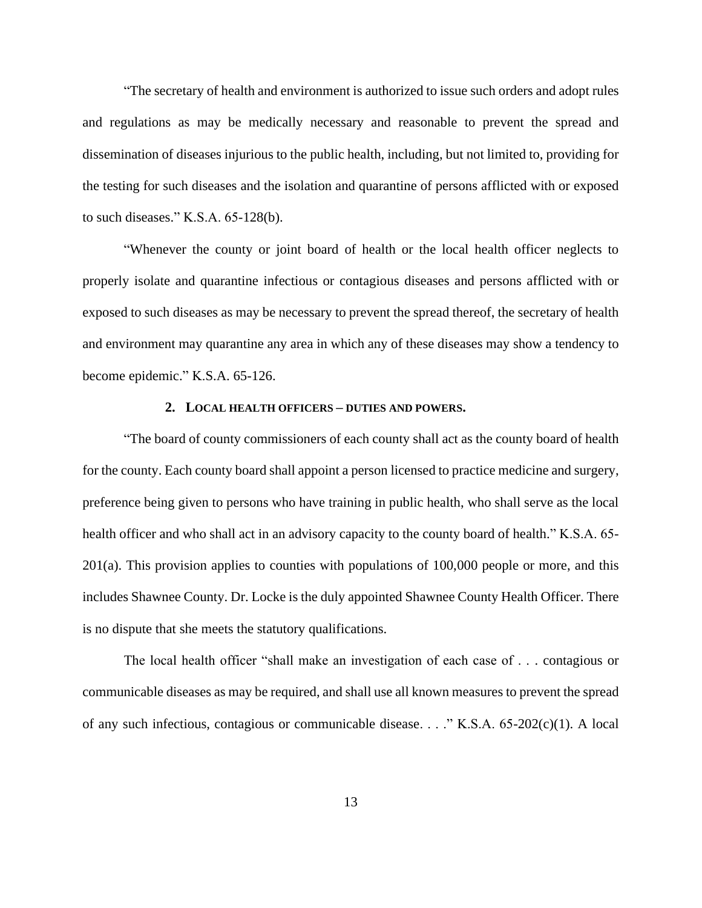"The secretary of health and environment is authorized to issue such orders and adopt rules and regulations as may be medically necessary and reasonable to prevent the spread and dissemination of diseases injurious to the public health, including, but not limited to, providing for the testing for such diseases and the isolation and quarantine of persons afflicted with or exposed to such diseases." K.S.A. 65-128(b).

"Whenever the county or joint board of health or the local health officer neglects to properly isolate and quarantine infectious or contagious diseases and persons afflicted with or exposed to such diseases as may be necessary to prevent the spread thereof, the secretary of health and environment may quarantine any area in which any of these diseases may show a tendency to become epidemic." K.S.A. 65-126.

### 2. LOCAL HEALTH OFFICERS – DUTIES AND POWERS.

"The board of county commissioners of each county shall act as the county board of health for the county. Each county board shall appoint a person licensed to practice medicine and surgery, preference being given to persons who have training in public health, who shall serve as the local health officer and who shall act in an advisory capacity to the county board of health." K.S.A. 65-201(a). This provision applies to counties with populations of 100,000 people or more, and this includes Shawnee County. Dr. Locke is the duly appointed Shawnee County Health Officer. There is no dispute that she meets the statutory qualifications.

The local health officer "shall make an investigation of each case of . . . contagious or communicable diseases as may be required, and shall use all known measures to prevent the spread of any such infectious, contagious or communicable disease. . . ." K.S.A. 65-202(c)(1). A local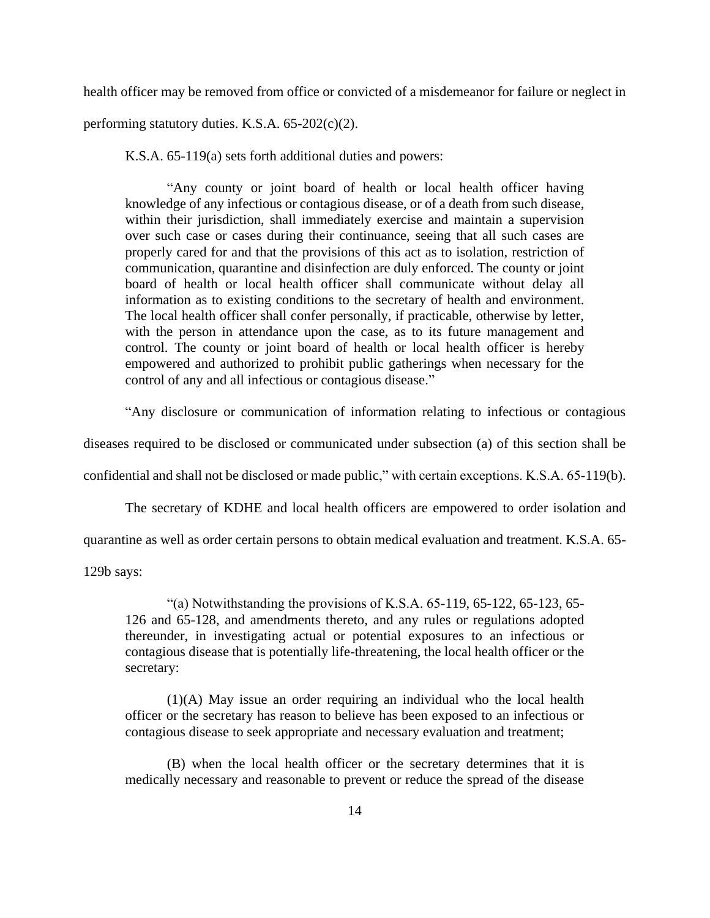health officer may be removed from office or convicted of a misdemeanor for failure or neglect in performing statutory duties. K.S.A. 65-202(c)(2).

K.S.A. 65-119(a) sets forth additional duties and powers:

> "Any county or joint board of health or local health officer having knowledge of any infectious or contagious disease, or of a death from such disease, within their jurisdiction, shall immediately exercise and maintain a supervision over such case or cases during their continuance, seeing that all such cases are properly cared for and that the provisions of this act as to isolation, restriction of communication, quarantine and disinfection are duly enforced. The county or joint board of health or local health officer shall communicate without delay all information as to existing conditions to the secretary of health and environment. The local health officer shall confer personally, if practicable, otherwise by letter, with the person in attendance upon the case, as to its future management and control. The county or joint board of health or local health officer is hereby empowered and authorized to prohibit public gatherings when necessary for the control of any and all infectious or contagious disease."

"Any disclosure or communication of information relating to infectious or contagious diseases required to be disclosed or communicated under subsection (a) of this section shall be confidential and shall not be disclosed or made public," with certain exceptions. K.S.A. 65-119(b).

The secretary of KDHE and local health officers are empowered to order isolation and quarantine as well as order certain persons to obtain medical evaluation and treatment. K.S.A. 65-129b says:

> "(a) Notwithstanding the provisions of K.S.A. 65-119, 65-122, 65-123, 65-126 and 65-128, and amendments thereto, and any rules or regulations adopted thereunder, in investigating actual or potential exposures to an infectious or contagious disease that is potentially life-threatening, the local health officer or the secretary:
>
> (1)(A) May issue an order requiring an individual who the local health officer or the secretary has reason to believe has been exposed to an infectious or contagious disease to seek appropriate and necessary evaluation and treatment;
>
> (B) when the local health officer or the secretary determines that it is medically necessary and reasonable to prevent or reduce the spread of the disease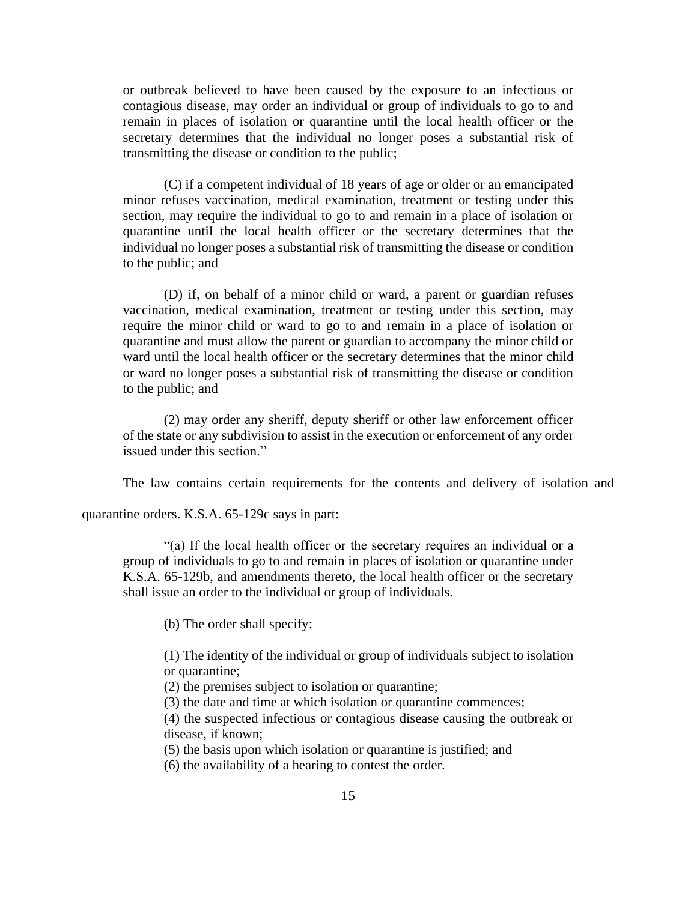or outbreak believed to have been caused by the exposure to an infectious or contagious disease, may order an individual or group of individuals to go to and remain in places of isolation or quarantine until the local health officer or the secretary determines that the individual no longer poses a substantial risk of transmitting the disease or condition to the public;

> (C) if a competent individual of 18 years of age or older or an emancipated minor refuses vaccination, medical examination, treatment or testing under this section, may require the individual to go to and remain in a place of isolation or quarantine until the local health officer or the secretary determines that the individual no longer poses a substantial risk of transmitting the disease or condition to the public; and
>
> (D) if, on behalf of a minor child or ward, a parent or guardian refuses vaccination, medical examination, treatment or testing under this section, may require the minor child or ward to go to and remain in a place of isolation or quarantine and must allow the parent or guardian to accompany the minor child or ward until the local health officer or the secretary determines that the minor child or ward no longer poses a substantial risk of transmitting the disease or condition to the public; and
>
> (2) may order any sheriff, deputy sheriff or other law enforcement officer of the state or any subdivision to assist in the execution or enforcement of any order issued under this section."

The law contains certain requirements for the contents and delivery of isolation and quarantine orders. K.S.A. 65-129c says in part:

> "(a) If the local health officer or the secretary requires an individual or a group of individuals to go to and remain in places of isolation or quarantine under K.S.A. 65-129b, and amendments thereto, the local health officer or the secretary shall issue an order to the individual or group of individuals.
>
> (b) The order shall specify:
>
> (1) The identity of the individual or group of individuals subject to isolation or quarantine;
> (2) the premises subject to isolation or quarantine;
> (3) the date and time at which isolation or quarantine commences;
> (4) the suspected infectious or contagious disease causing the outbreak or disease, if known;
> (5) the basis upon which isolation or quarantine is justified; and
> (6) the availability of a hearing to contest the order.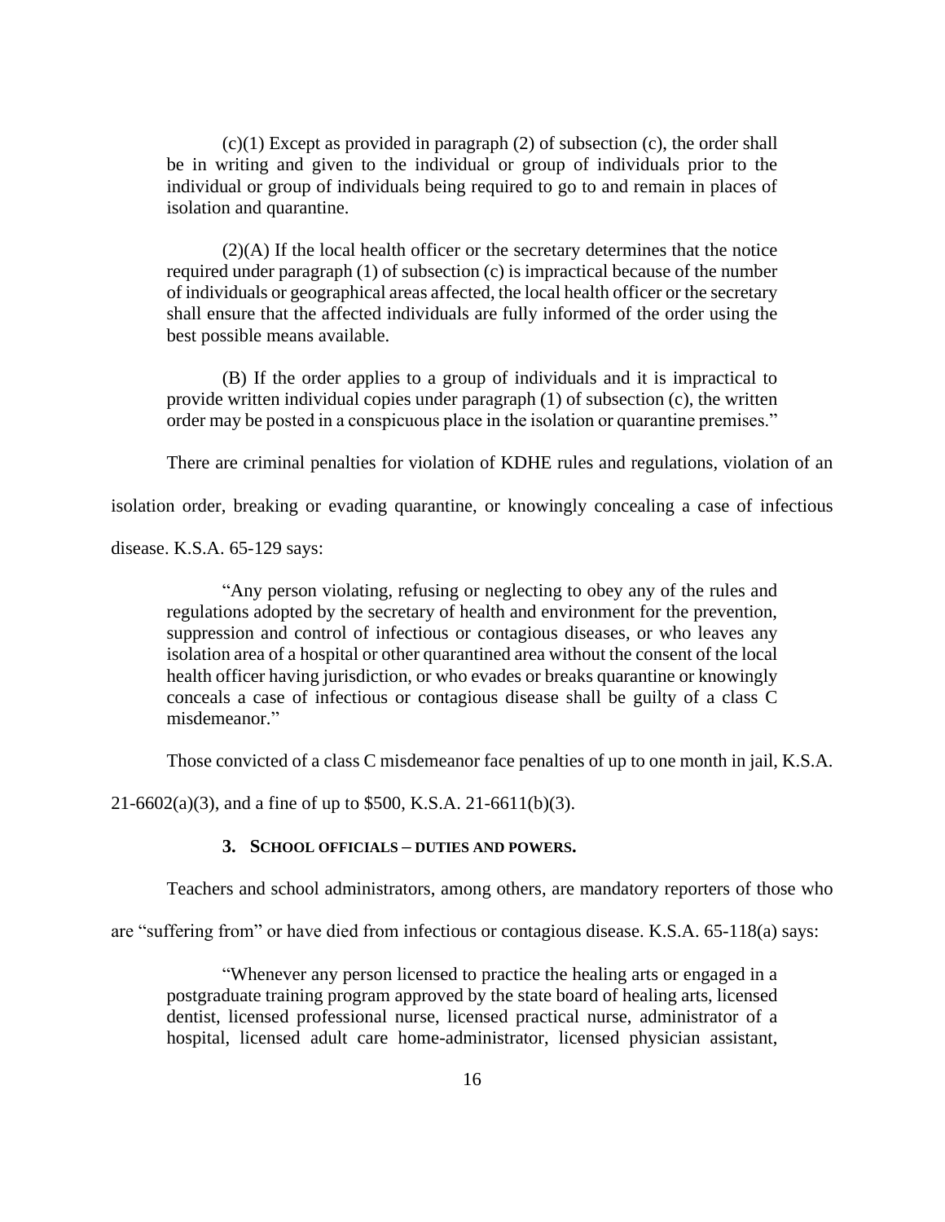(c)(1) Except as provided in paragraph (2) of subsection (c), the order shall be in writing and given to the individual or group of individuals prior to the individual or group of individuals being required to go to and remain in places of isolation and quarantine.

(2)(A) If the local health officer or the secretary determines that the notice required under paragraph (1) of subsection (c) is impractical because of the number of individuals or geographical areas affected, the local health officer or the secretary shall ensure that the affected individuals are fully informed of the order using the best possible means available.

(B) If the order applies to a group of individuals and it is impractical to provide written individual copies under paragraph (1) of subsection (c), the written order may be posted in a conspicuous place in the isolation or quarantine premises."

There are criminal penalties for violation of KDHE rules and regulations, violation of an isolation order, breaking or evading quarantine, or knowingly concealing a case of infectious disease. K.S.A. 65-129 says:

"Any person violating, refusing or neglecting to obey any of the rules and regulations adopted by the secretary of health and environment for the prevention, suppression and control of infectious or contagious diseases, or who leaves any isolation area of a hospital or other quarantined area without the consent of the local health officer having jurisdiction, or who evades or breaks quarantine or knowingly conceals a case of infectious or contagious disease shall be guilty of a class C misdemeanor."

Those convicted of a class C misdemeanor face penalties of up to one month in jail, K.S.A. 21-6602(a)(3), and a fine of up to $500, K.S.A. 21-6611(b)(3).

### 3. School officials – duties and powers.

Teachers and school administrators, among others, are mandatory reporters of those who are "suffering from" or have died from infectious or contagious disease. K.S.A. 65-118(a) says:

"Whenever any person licensed to practice the healing arts or engaged in a postgraduate training program approved by the state board of healing arts, licensed dentist, licensed professional nurse, licensed practical nurse, administrator of a hospital, licensed adult care home-administrator, licensed physician assistant,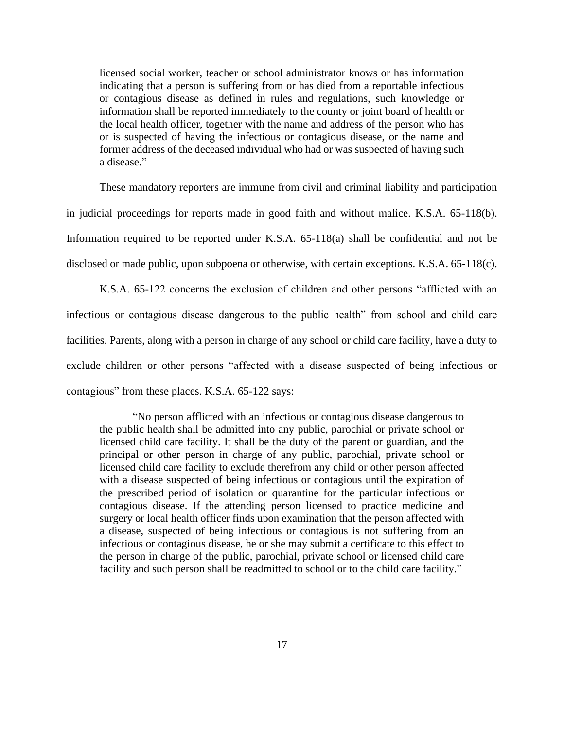> licensed social worker, teacher or school administrator knows or has information indicating that a person is suffering from or has died from a reportable infectious or contagious disease as defined in rules and regulations, such knowledge or information shall be reported immediately to the county or joint board of health or the local health officer, together with the name and address of the person who has or is suspected of having the infectious or contagious disease, or the name and former address of the deceased individual who had or was suspected of having such a disease."

These mandatory reporters are immune from civil and criminal liability and participation in judicial proceedings for reports made in good faith and without malice. K.S.A. 65-118(b). Information required to be reported under K.S.A. 65-118(a) shall be confidential and not be disclosed or made public, upon subpoena or otherwise, with certain exceptions. K.S.A. 65-118(c).

K.S.A. 65-122 concerns the exclusion of children and other persons "afflicted with an infectious or contagious disease dangerous to the public health" from school and child care facilities. Parents, along with a person in charge of any school or child care facility, have a duty to exclude children or other persons "affected with a disease suspected of being infectious or contagious" from these places. K.S.A. 65-122 says:

> "No person afflicted with an infectious or contagious disease dangerous to the public health shall be admitted into any public, parochial or private school or licensed child care facility. It shall be the duty of the parent or guardian, and the principal or other person in charge of any public, parochial, private school or licensed child care facility to exclude therefrom any child or other person affected with a disease suspected of being infectious or contagious until the expiration of the prescribed period of isolation or quarantine for the particular infectious or contagious disease. If the attending person licensed to practice medicine and surgery or local health officer finds upon examination that the person affected with a disease, suspected of being infectious or contagious is not suffering from an infectious or contagious disease, he or she may submit a certificate to this effect to the person in charge of the public, parochial, private school or licensed child care facility and such person shall be readmitted to school or to the child care facility."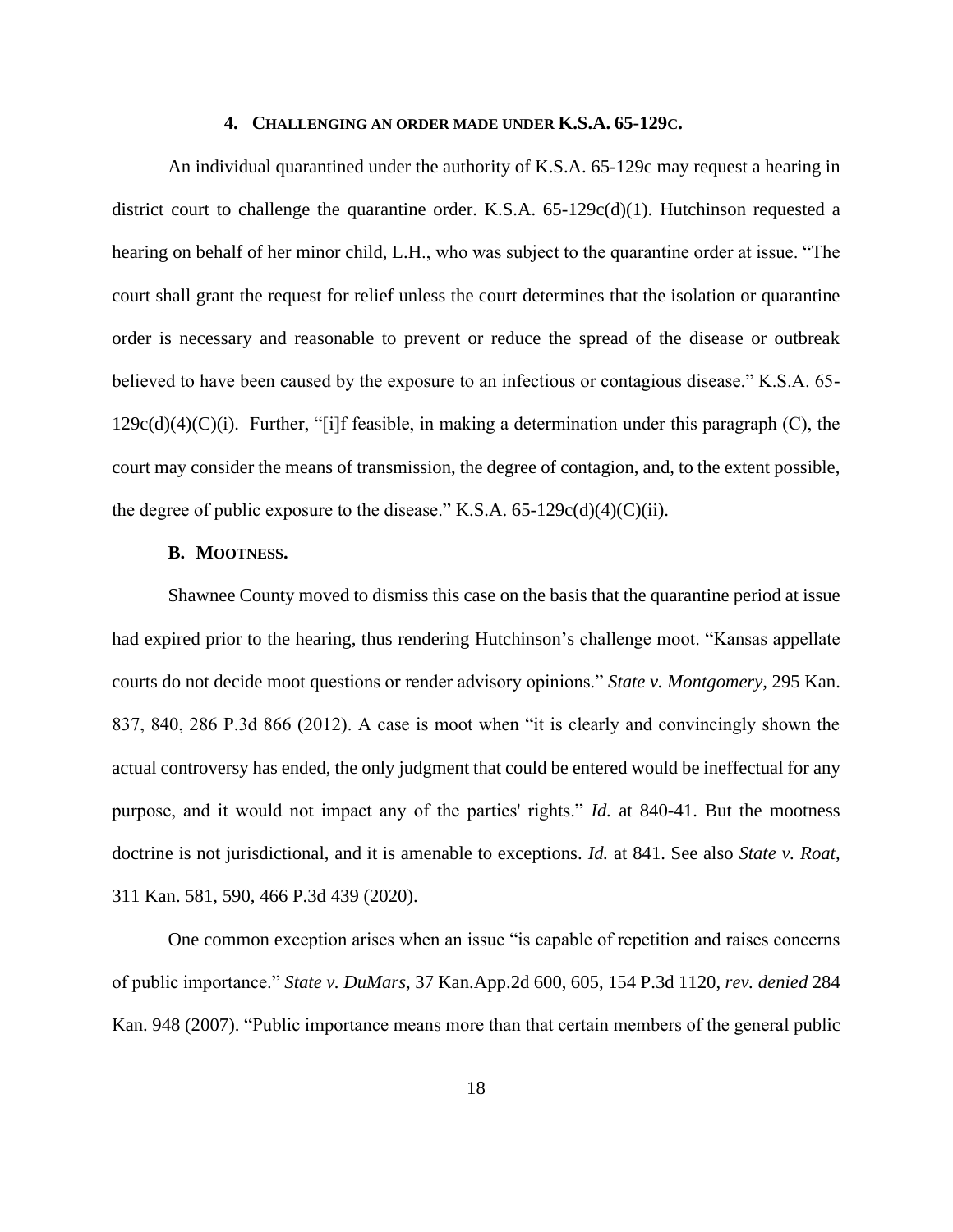### 4. CHALLENGING AN ORDER MADE UNDER K.S.A. 65-129C.

An individual quarantined under the authority of K.S.A. 65-129c may request a hearing in district court to challenge the quarantine order. K.S.A. 65-129c(d)(1). Hutchinson requested a hearing on behalf of her minor child, L.H., who was subject to the quarantine order at issue. "The court shall grant the request for relief unless the court determines that the isolation or quarantine order is necessary and reasonable to prevent or reduce the spread of the disease or outbreak believed to have been caused by the exposure to an infectious or contagious disease." K.S.A. 65-129c(d)(4)(C)(i). Further, "[i]f feasible, in making a determination under this paragraph (C), the court may consider the means of transmission, the degree of contagion, and, to the extent possible, the degree of public exposure to the disease." K.S.A. 65-129c(d)(4)(C)(ii).

### B. MOOTNESS.

Shawnee County moved to dismiss this case on the basis that the quarantine period at issue had expired prior to the hearing, thus rendering Hutchinson's challenge moot. "Kansas appellate courts do not decide moot questions or render advisory opinions." *State v. Montgomery,* 295 Kan. 837, 840, 286 P.3d 866 (2012). A case is moot when "it is clearly and convincingly shown the actual controversy has ended, the only judgment that could be entered would be ineffectual for any purpose, and it would not impact any of the parties' rights." *Id.* at 840-41. But the mootness doctrine is not jurisdictional, and it is amenable to exceptions. *Id.* at 841. See also *State v. Roat,* 311 Kan. 581, 590, 466 P.3d 439 (2020).

One common exception arises when an issue "is capable of repetition and raises concerns of public importance." *State v. DuMars,* 37 Kan.App.2d 600, 605, 154 P.3d 1120, *rev. denied* 284 Kan. 948 (2007). "Public importance means more than that certain members of the general public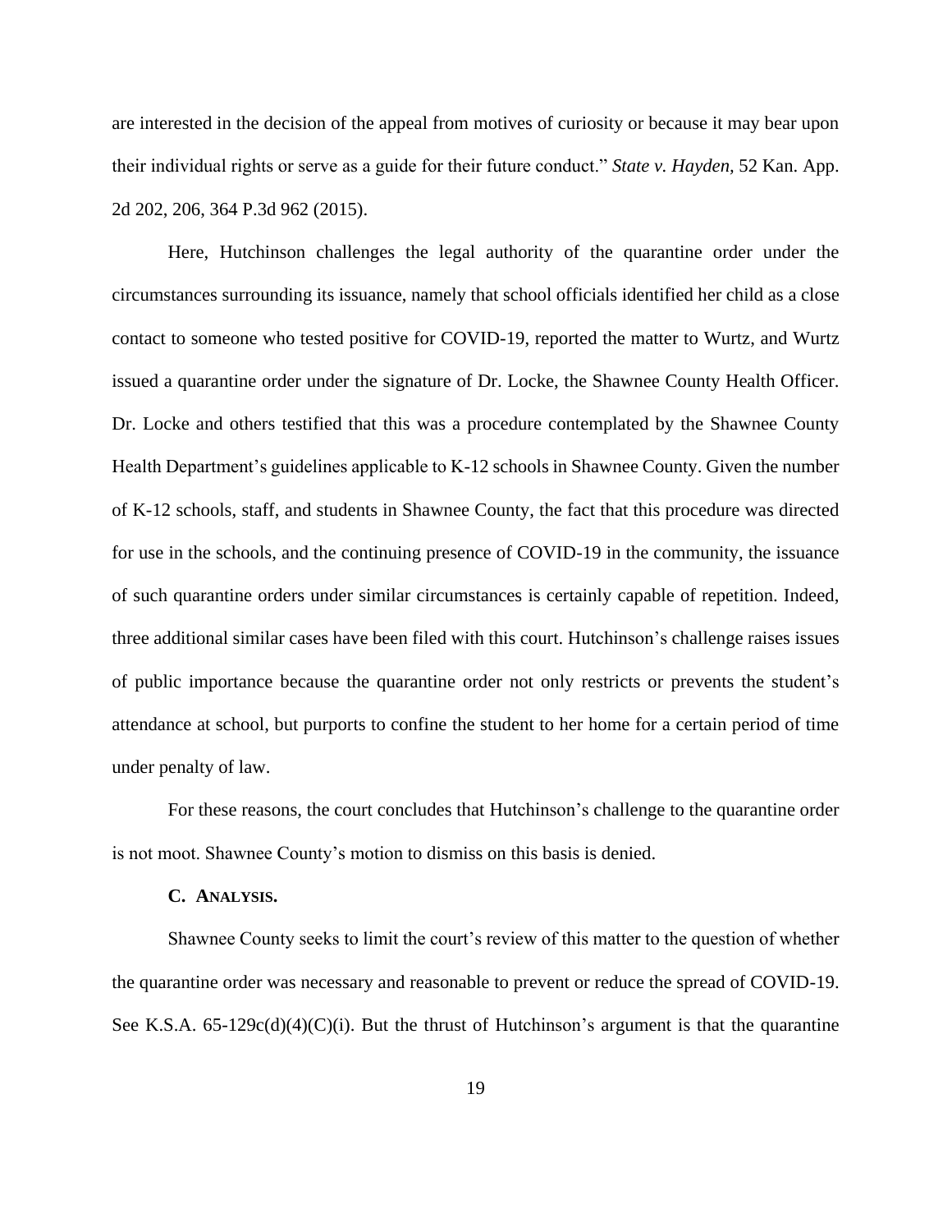are interested in the decision of the appeal from motives of curiosity or because it may bear upon their individual rights or serve as a guide for their future conduct." *State v. Hayden,* 52 Kan. App. 2d 202, 206, 364 P.3d 962 (2015).

Here, Hutchinson challenges the legal authority of the quarantine order under the circumstances surrounding its issuance, namely that school officials identified her child as a close contact to someone who tested positive for COVID-19, reported the matter to Wurtz, and Wurtz issued a quarantine order under the signature of Dr. Locke, the Shawnee County Health Officer. Dr. Locke and others testified that this was a procedure contemplated by the Shawnee County Health Department's guidelines applicable to K-12 schools in Shawnee County. Given the number of K-12 schools, staff, and students in Shawnee County, the fact that this procedure was directed for use in the schools, and the continuing presence of COVID-19 in the community, the issuance of such quarantine orders under similar circumstances is certainly capable of repetition. Indeed, three additional similar cases have been filed with this court. Hutchinson's challenge raises issues of public importance because the quarantine order not only restricts or prevents the student's attendance at school, but purports to confine the student to her home for a certain period of time under penalty of law.

For these reasons, the court concludes that Hutchinson's challenge to the quarantine order is not moot. Shawnee County's motion to dismiss on this basis is denied.

### C. ANALYSIS.

Shawnee County seeks to limit the court's review of this matter to the question of whether the quarantine order was necessary and reasonable to prevent or reduce the spread of COVID-19. See K.S.A. 65-129c(d)(4)(C)(i). But the thrust of Hutchinson's argument is that the quarantine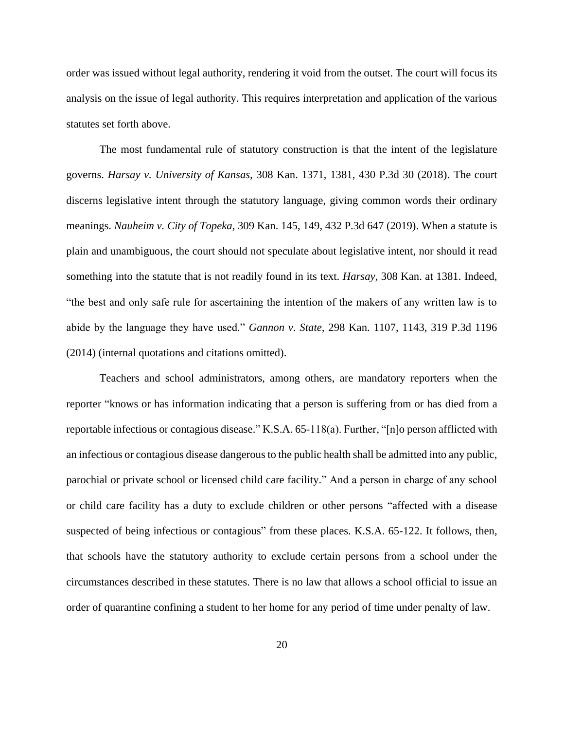order was issued without legal authority, rendering it void from the outset. The court will focus its analysis on the issue of legal authority. This requires interpretation and application of the various statutes set forth above.

The most fundamental rule of statutory construction is that the intent of the legislature governs. *Harsay v. University of Kansas*, 308 Kan. 1371, 1381, 430 P.3d 30 (2018). The court discerns legislative intent through the statutory language, giving common words their ordinary meanings. *Nauheim v. City of Topeka*, 309 Kan. 145, 149, 432 P.3d 647 (2019). When a statute is plain and unambiguous, the court should not speculate about legislative intent, nor should it read something into the statute that is not readily found in its text. *Harsay*, 308 Kan. at 1381. Indeed, "the best and only safe rule for ascertaining the intention of the makers of any written law is to abide by the language they have used." *Gannon v. State*, 298 Kan. 1107, 1143, 319 P.3d 1196 (2014) (internal quotations and citations omitted).

Teachers and school administrators, among others, are mandatory reporters when the reporter "knows or has information indicating that a person is suffering from or has died from a reportable infectious or contagious disease." K.S.A. 65-118(a). Further, "[n]o person afflicted with an infectious or contagious disease dangerous to the public health shall be admitted into any public, parochial or private school or licensed child care facility." And a person in charge of any school or child care facility has a duty to exclude children or other persons "affected with a disease suspected of being infectious or contagious" from these places. K.S.A. 65-122. It follows, then, that schools have the statutory authority to exclude certain persons from a school under the circumstances described in these statutes. There is no law that allows a school official to issue an order of quarantine confining a student to her home for any period of time under penalty of law.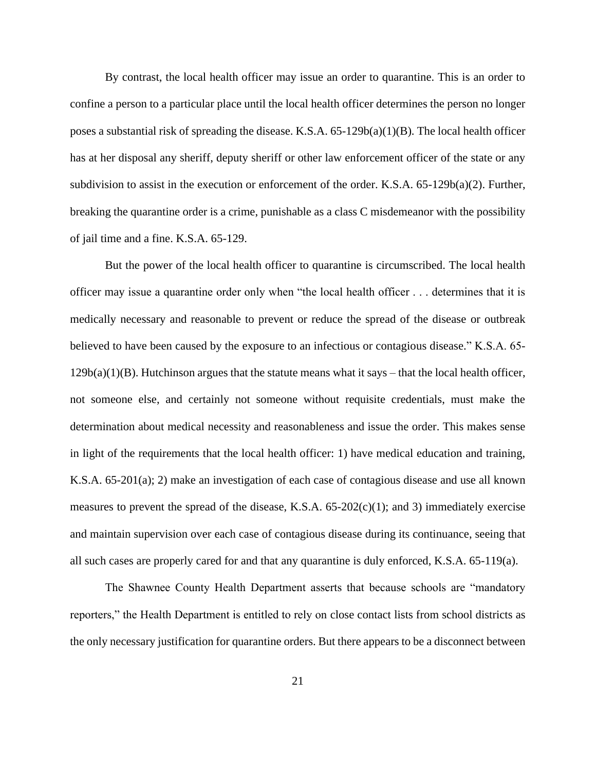By contrast, the local health officer may issue an order to quarantine. This is an order to confine a person to a particular place until the local health officer determines the person no longer poses a substantial risk of spreading the disease. K.S.A. 65-129b(a)(1)(B). The local health officer has at her disposal any sheriff, deputy sheriff or other law enforcement officer of the state or any subdivision to assist in the execution or enforcement of the order. K.S.A. 65-129b(a)(2). Further, breaking the quarantine order is a crime, punishable as a class C misdemeanor with the possibility of jail time and a fine. K.S.A. 65-129.

But the power of the local health officer to quarantine is circumscribed. The local health officer may issue a quarantine order only when "the local health officer . . . determines that it is medically necessary and reasonable to prevent or reduce the spread of the disease or outbreak believed to have been caused by the exposure to an infectious or contagious disease." K.S.A. 65-129b(a)(1)(B). Hutchinson argues that the statute means what it says – that the local health officer, not someone else, and certainly not someone without requisite credentials, must make the determination about medical necessity and reasonableness and issue the order. This makes sense in light of the requirements that the local health officer: 1) have medical education and training, K.S.A. 65-201(a); 2) make an investigation of each case of contagious disease and use all known measures to prevent the spread of the disease, K.S.A. 65-202(c)(1); and 3) immediately exercise and maintain supervision over each case of contagious disease during its continuance, seeing that all such cases are properly cared for and that any quarantine is duly enforced, K.S.A. 65-119(a).

The Shawnee County Health Department asserts that because schools are "mandatory reporters," the Health Department is entitled to rely on close contact lists from school districts as the only necessary justification for quarantine orders. But there appears to be a disconnect between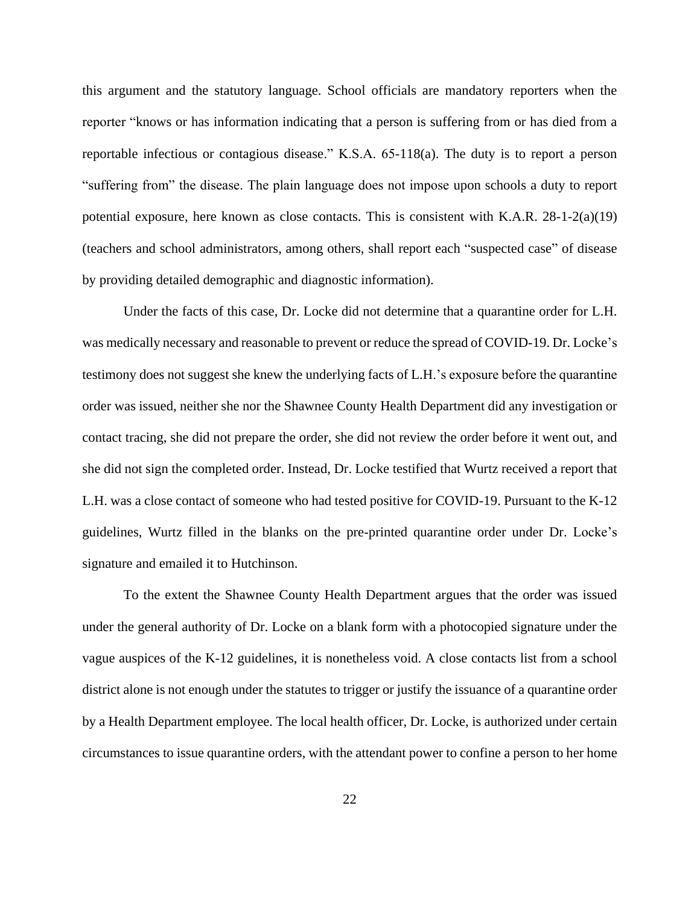this argument and the statutory language. School officials are mandatory reporters when the reporter "knows or has information indicating that a person is suffering from or has died from a reportable infectious or contagious disease." K.S.A. 65-118(a). The duty is to report a person "suffering from" the disease. The plain language does not impose upon schools a duty to report potential exposure, here known as close contacts. This is consistent with K.A.R. 28-1-2(a)(19) (teachers and school administrators, among others, shall report each "suspected case" of disease by providing detailed demographic and diagnostic information).

Under the facts of this case, Dr. Locke did not determine that a quarantine order for L.H. was medically necessary and reasonable to prevent or reduce the spread of COVID-19. Dr. Locke's testimony does not suggest she knew the underlying facts of L.H.'s exposure before the quarantine order was issued, neither she nor the Shawnee County Health Department did any investigation or contact tracing, she did not prepare the order, she did not review the order before it went out, and she did not sign the completed order. Instead, Dr. Locke testified that Wurtz received a report that L.H. was a close contact of someone who had tested positive for COVID-19. Pursuant to the K-12 guidelines, Wurtz filled in the blanks on the pre-printed quarantine order under Dr. Locke's signature and emailed it to Hutchinson.

To the extent the Shawnee County Health Department argues that the order was issued under the general authority of Dr. Locke on a blank form with a photocopied signature under the vague auspices of the K-12 guidelines, it is nonetheless void. A close contacts list from a school district alone is not enough under the statutes to trigger or justify the issuance of a quarantine order by a Health Department employee. The local health officer, Dr. Locke, is authorized under certain circumstances to issue quarantine orders, with the attendant power to confine a person to her home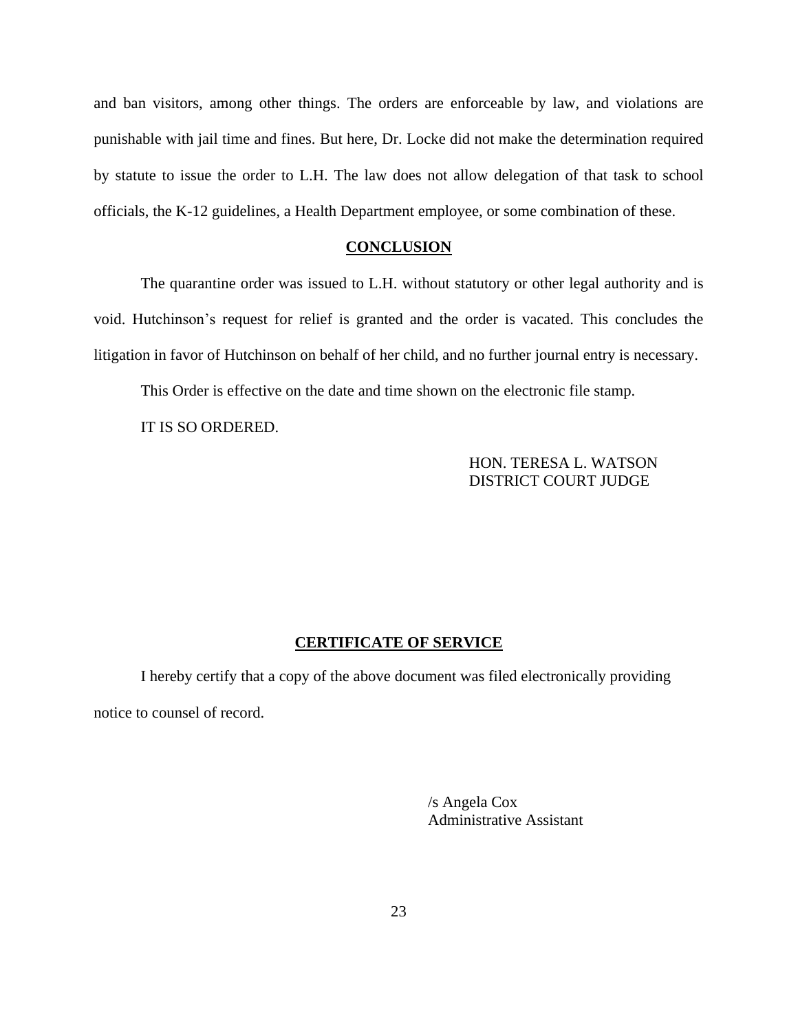and ban visitors, among other things. The orders are enforceable by law, and violations are punishable with jail time and fines. But here, Dr. Locke did not make the determination required by statute to issue the order to L.H. The law does not allow delegation of that task to school officials, the K-12 guidelines, a Health Department employee, or some combination of these.

## **CONCLUSION**

The quarantine order was issued to L.H. without statutory or other legal authority and is void. Hutchinson's request for relief is granted and the order is vacated. This concludes the litigation in favor of Hutchinson on behalf of her child, and no further journal entry is necessary.

This Order is effective on the date and time shown on the electronic file stamp.

IT IS SO ORDERED.

HON. TERESA L. WATSON
DISTRICT COURT JUDGE

## **CERTIFICATE OF SERVICE**

I hereby certify that a copy of the above document was filed electronically providing notice to counsel of record.

/s Angela Cox
Administrative Assistant